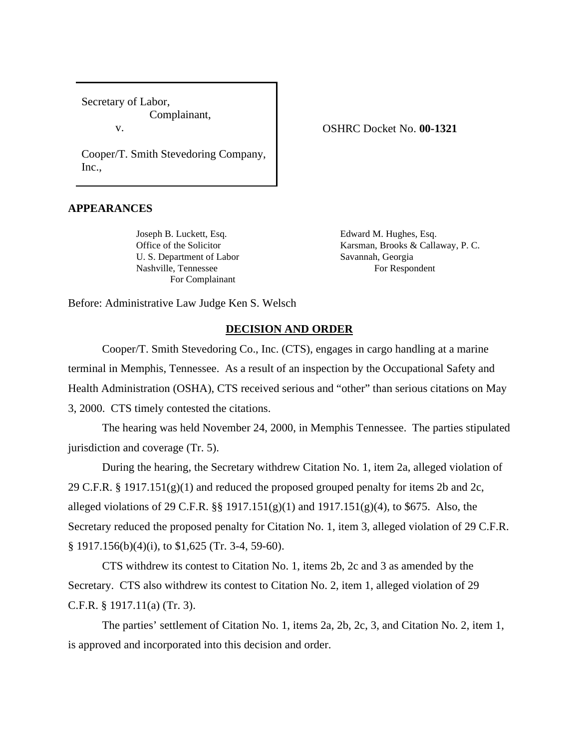Secretary of Labor,
Complainant,
v.

Cooper/T. Smith Stevedoring Company, Inc.,

OSHRC Docket No. **00-1321**

**APPEARANCES**

Joseph B. Luckett, Esq.
Office of the Solicitor
U. S. Department of Labor
Nashville, Tennessee
For Complainant

Edward M. Hughes, Esq.
Karsman, Brooks & Callaway, P. C.
Savannah, Georgia
For Respondent

Before: Administrative Law Judge Ken S. Welsch

## DECISION AND ORDER

Cooper/T. Smith Stevedoring Co., Inc. (CTS), engages in cargo handling at a marine terminal in Memphis, Tennessee. As a result of an inspection by the Occupational Safety and Health Administration (OSHA), CTS received serious and "other" than serious citations on May 3, 2000. CTS timely contested the citations.

The hearing was held November 24, 2000, in Memphis Tennessee. The parties stipulated jurisdiction and coverage (Tr. 5).

During the hearing, the Secretary withdrew Citation No. 1, item 2a, alleged violation of 29 C.F.R. § 1917.151(g)(1) and reduced the proposed grouped penalty for items 2b and 2c, alleged violations of 29 C.F.R. §§ 1917.151(g)(1) and 1917.151(g)(4), to $675. Also, the Secretary reduced the proposed penalty for Citation No. 1, item 3, alleged violation of 29 C.F.R. § 1917.156(b)(4)(i), to $1,625 (Tr. 3-4, 59-60).

CTS withdrew its contest to Citation No. 1, items 2b, 2c and 3 as amended by the Secretary. CTS also withdrew its contest to Citation No. 2, item 1, alleged violation of 29 C.F.R. § 1917.11(a) (Tr. 3).

The parties' settlement of Citation No. 1, items 2a, 2b, 2c, 3, and Citation No. 2, item 1, is approved and incorporated into this decision and order.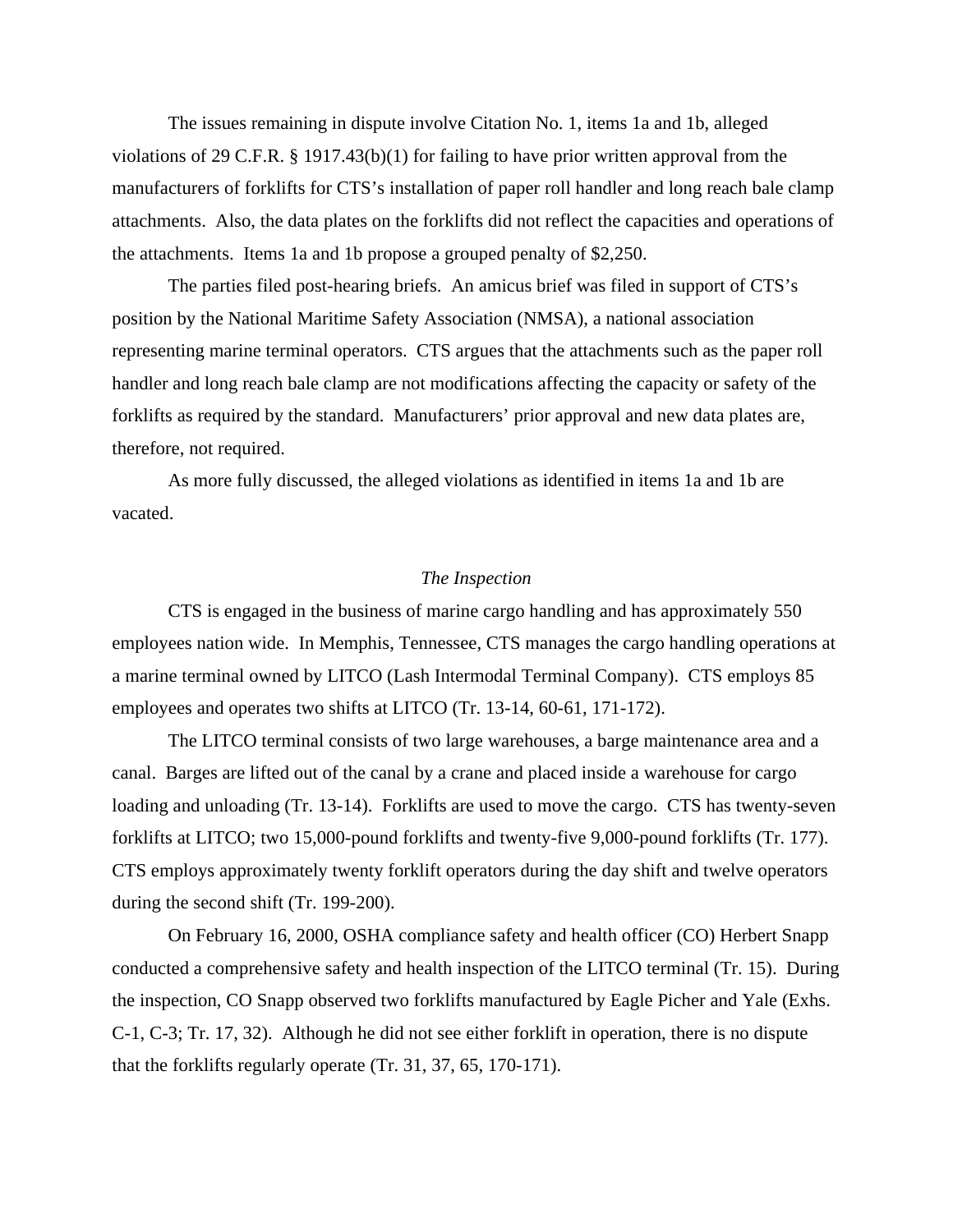The issues remaining in dispute involve Citation No. 1, items 1a and 1b, alleged violations of 29 C.F.R. § 1917.43(b)(1) for failing to have prior written approval from the manufacturers of forklifts for CTS's installation of paper roll handler and long reach bale clamp attachments. Also, the data plates on the forklifts did not reflect the capacities and operations of the attachments. Items 1a and 1b propose a grouped penalty of $2,250.

The parties filed post-hearing briefs. An amicus brief was filed in support of CTS's position by the National Maritime Safety Association (NMSA), a national association representing marine terminal operators. CTS argues that the attachments such as the paper roll handler and long reach bale clamp are not modifications affecting the capacity or safety of the forklifts as required by the standard. Manufacturers' prior approval and new data plates are, therefore, not required.

As more fully discussed, the alleged violations as identified in items 1a and 1b are vacated.

*The Inspection*

CTS is engaged in the business of marine cargo handling and has approximately 550 employees nation wide. In Memphis, Tennessee, CTS manages the cargo handling operations at a marine terminal owned by LITCO (Lash Intermodal Terminal Company). CTS employs 85 employees and operates two shifts at LITCO (Tr. 13-14, 60-61, 171-172).

The LITCO terminal consists of two large warehouses, a barge maintenance area and a canal. Barges are lifted out of the canal by a crane and placed inside a warehouse for cargo loading and unloading (Tr. 13-14). Forklifts are used to move the cargo. CTS has twenty-seven forklifts at LITCO; two 15,000-pound forklifts and twenty-five 9,000-pound forklifts (Tr. 177). CTS employs approximately twenty forklift operators during the day shift and twelve operators during the second shift (Tr. 199-200).

On February 16, 2000, OSHA compliance safety and health officer (CO) Herbert Snapp conducted a comprehensive safety and health inspection of the LITCO terminal (Tr. 15). During the inspection, CO Snapp observed two forklifts manufactured by Eagle Picher and Yale (Exhs. C-1, C-3; Tr. 17, 32). Although he did not see either forklift in operation, there is no dispute that the forklifts regularly operate (Tr. 31, 37, 65, 170-171).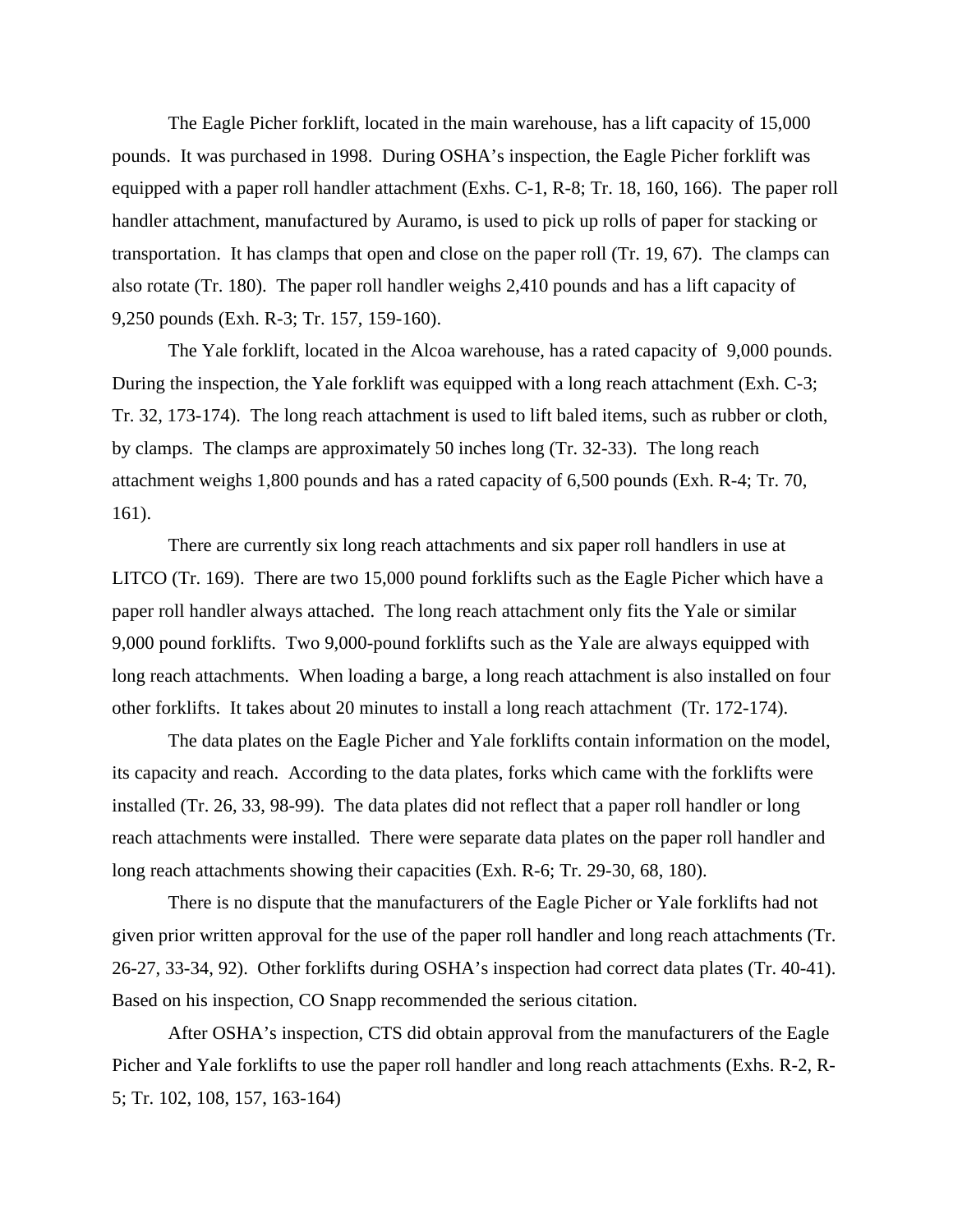The Eagle Picher forklift, located in the main warehouse, has a lift capacity of 15,000 pounds. It was purchased in 1998. During OSHA's inspection, the Eagle Picher forklift was equipped with a paper roll handler attachment (Exhs. C-1, R-8; Tr. 18, 160, 166). The paper roll handler attachment, manufactured by Auramo, is used to pick up rolls of paper for stacking or transportation. It has clamps that open and close on the paper roll (Tr. 19, 67). The clamps can also rotate (Tr. 180). The paper roll handler weighs 2,410 pounds and has a lift capacity of 9,250 pounds (Exh. R-3; Tr. 157, 159-160).

The Yale forklift, located in the Alcoa warehouse, has a rated capacity of 9,000 pounds. During the inspection, the Yale forklift was equipped with a long reach attachment (Exh. C-3; Tr. 32, 173-174). The long reach attachment is used to lift baled items, such as rubber or cloth, by clamps. The clamps are approximately 50 inches long (Tr. 32-33). The long reach attachment weighs 1,800 pounds and has a rated capacity of 6,500 pounds (Exh. R-4; Tr. 70, 161).

There are currently six long reach attachments and six paper roll handlers in use at LITCO (Tr. 169). There are two 15,000 pound forklifts such as the Eagle Picher which have a paper roll handler always attached. The long reach attachment only fits the Yale or similar 9,000 pound forklifts. Two 9,000-pound forklifts such as the Yale are always equipped with long reach attachments. When loading a barge, a long reach attachment is also installed on four other forklifts. It takes about 20 minutes to install a long reach attachment (Tr. 172-174).

The data plates on the Eagle Picher and Yale forklifts contain information on the model, its capacity and reach. According to the data plates, forks which came with the forklifts were installed (Tr. 26, 33, 98-99). The data plates did not reflect that a paper roll handler or long reach attachments were installed. There were separate data plates on the paper roll handler and long reach attachments showing their capacities (Exh. R-6; Tr. 29-30, 68, 180).

There is no dispute that the manufacturers of the Eagle Picher or Yale forklifts had not given prior written approval for the use of the paper roll handler and long reach attachments (Tr. 26-27, 33-34, 92). Other forklifts during OSHA's inspection had correct data plates (Tr. 40-41). Based on his inspection, CO Snapp recommended the serious citation.

After OSHA's inspection, CTS did obtain approval from the manufacturers of the Eagle Picher and Yale forklifts to use the paper roll handler and long reach attachments (Exhs. R-2, R-5; Tr. 102, 108, 157, 163-164)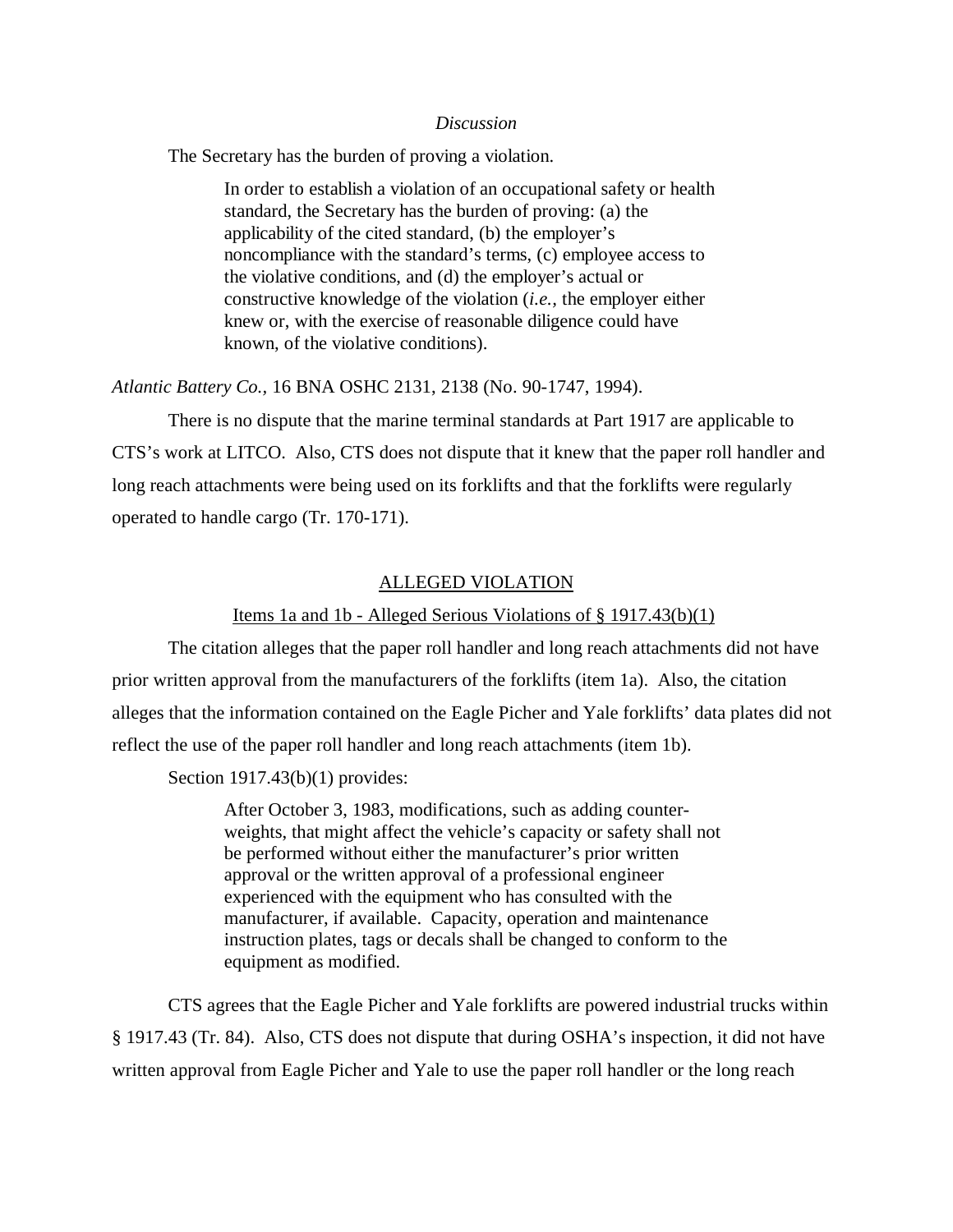*Discussion*

The Secretary has the burden of proving a violation.

> In order to establish a violation of an occupational safety or health standard, the Secretary has the burden of proving: (a) the applicability of the cited standard, (b) the employer's noncompliance with the standard's terms, (c) employee access to the violative conditions, and (d) the employer's actual or constructive knowledge of the violation (*i.e.,* the employer either knew or, with the exercise of reasonable diligence could have known, of the violative conditions).

*Atlantic Battery Co.*, 16 BNA OSHC 2131, 2138 (No. 90-1747, 1994).

There is no dispute that the marine terminal standards at Part 1917 are applicable to CTS's work at LITCO. Also, CTS does not dispute that it knew that the paper roll handler and long reach attachments were being used on its forklifts and that the forklifts were regularly operated to handle cargo (Tr. 170-171).

ALLEGED VIOLATION

Items 1a and 1b - Alleged Serious Violations of § 1917.43(b)(1)

The citation alleges that the paper roll handler and long reach attachments did not have prior written approval from the manufacturers of the forklifts (item 1a). Also, the citation alleges that the information contained on the Eagle Picher and Yale forklifts' data plates did not reflect the use of the paper roll handler and long reach attachments (item 1b).

Section 1917.43(b)(1) provides:

> After October 3, 1983, modifications, such as adding counter-weights, that might affect the vehicle's capacity or safety shall not be performed without either the manufacturer's prior written approval or the written approval of a professional engineer experienced with the equipment who has consulted with the manufacturer, if available. Capacity, operation and maintenance instruction plates, tags or decals shall be changed to conform to the equipment as modified.

CTS agrees that the Eagle Picher and Yale forklifts are powered industrial trucks within § 1917.43 (Tr. 84). Also, CTS does not dispute that during OSHA's inspection, it did not have written approval from Eagle Picher and Yale to use the paper roll handler or the long reach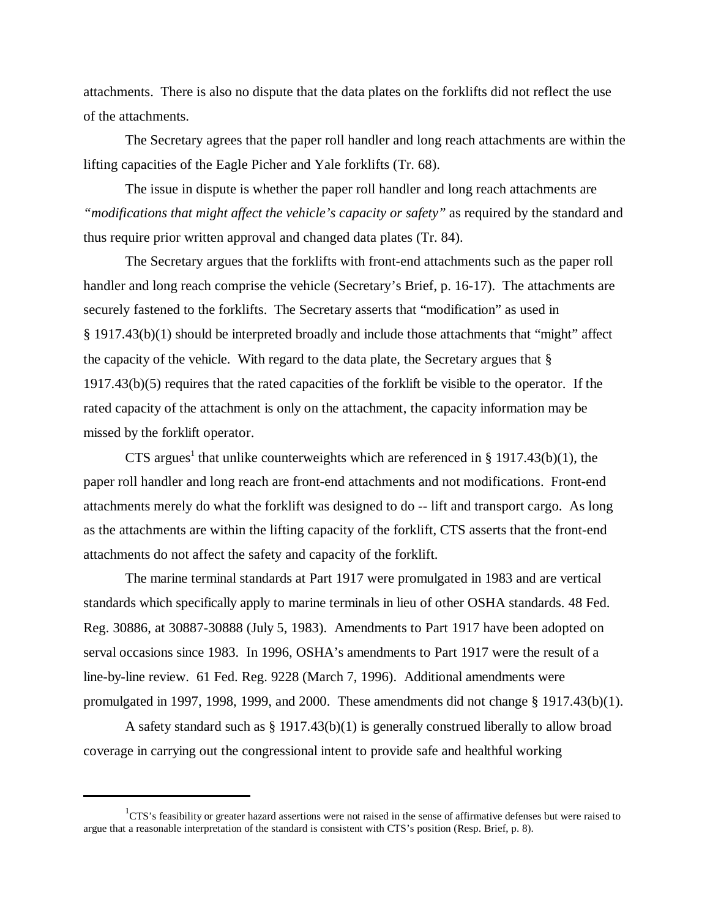attachments. There is also no dispute that the data plates on the forklifts did not reflect the use of the attachments.

The Secretary agrees that the paper roll handler and long reach attachments are within the lifting capacities of the Eagle Picher and Yale forklifts (Tr. 68).

The issue in dispute is whether the paper roll handler and long reach attachments are *"modifications that might affect the vehicle's capacity or safety"* as required by the standard and thus require prior written approval and changed data plates (Tr. 84).

The Secretary argues that the forklifts with front-end attachments such as the paper roll handler and long reach comprise the vehicle (Secretary's Brief, p. 16-17). The attachments are securely fastened to the forklifts. The Secretary asserts that "modification" as used in § 1917.43(b)(1) should be interpreted broadly and include those attachments that "might" affect the capacity of the vehicle. With regard to the data plate, the Secretary argues that § 1917.43(b)(5) requires that the rated capacities of the forklift be visible to the operator. If the rated capacity of the attachment is only on the attachment, the capacity information may be missed by the forklift operator.

CTS argues[1] that unlike counterweights which are referenced in § 1917.43(b)(1), the paper roll handler and long reach are front-end attachments and not modifications. Front-end attachments merely do what the forklift was designed to do -- lift and transport cargo. As long as the attachments are within the lifting capacity of the forklift, CTS asserts that the front-end attachments do not affect the safety and capacity of the forklift.

The marine terminal standards at Part 1917 were promulgated in 1983 and are vertical standards which specifically apply to marine terminals in lieu of other OSHA standards. 48 Fed. Reg. 30886, at 30887-30888 (July 5, 1983). Amendments to Part 1917 have been adopted on serval occasions since 1983. In 1996, OSHA's amendments to Part 1917 were the result of a line-by-line review. 61 Fed. Reg. 9228 (March 7, 1996). Additional amendments were promulgated in 1997, 1998, 1999, and 2000. These amendments did not change § 1917.43(b)(1).

A safety standard such as § 1917.43(b)(1) is generally construed liberally to allow broad coverage in carrying out the congressional intent to provide safe and healthful working

[1] CTS's feasibility or greater hazard assertions were not raised in the sense of affirmative defenses but were raised to argue that a reasonable interpretation of the standard is consistent with CTS's position (Resp. Brief, p. 8).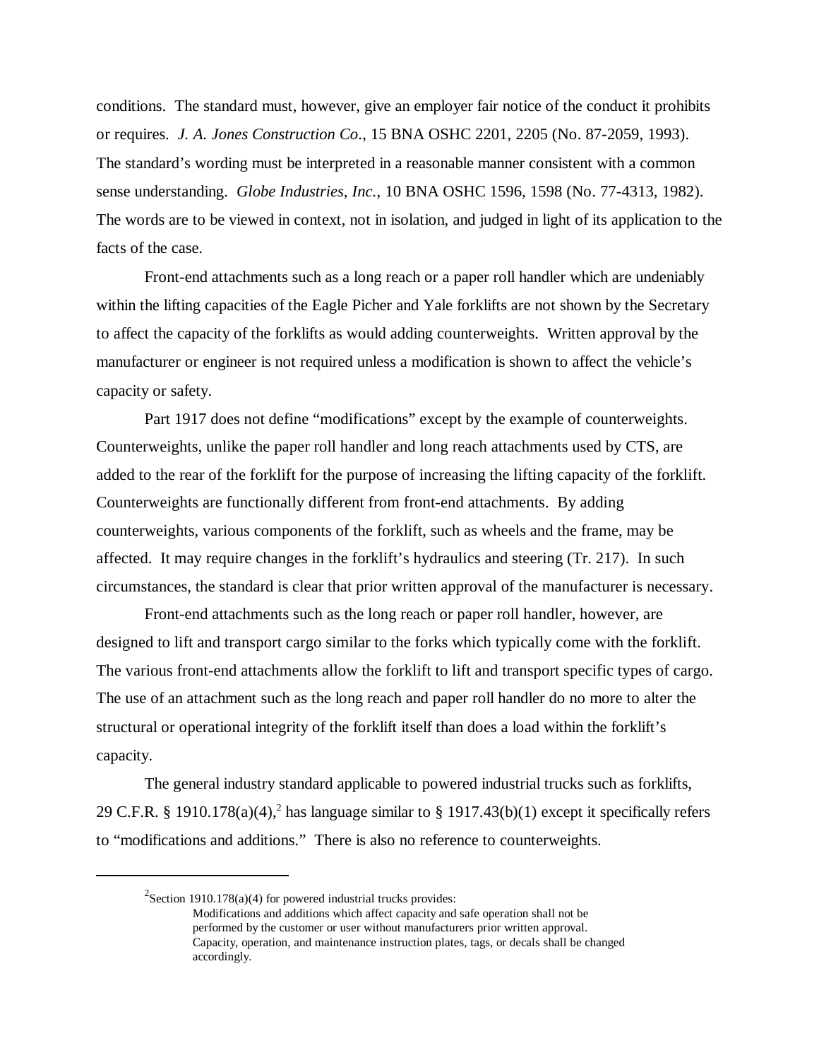conditions. The standard must, however, give an employer fair notice of the conduct it prohibits or requires. *J. A. Jones Construction Co*., 15 BNA OSHC 2201, 2205 (No. 87-2059, 1993). The standard's wording must be interpreted in a reasonable manner consistent with a common sense understanding. *Globe Industries, Inc.*, 10 BNA OSHC 1596, 1598 (No. 77-4313, 1982). The words are to be viewed in context, not in isolation, and judged in light of its application to the facts of the case.

Front-end attachments such as a long reach or a paper roll handler which are undeniably within the lifting capacities of the Eagle Picher and Yale forklifts are not shown by the Secretary to affect the capacity of the forklifts as would adding counterweights. Written approval by the manufacturer or engineer is not required unless a modification is shown to affect the vehicle's capacity or safety.

Part 1917 does not define "modifications" except by the example of counterweights. Counterweights, unlike the paper roll handler and long reach attachments used by CTS, are added to the rear of the forklift for the purpose of increasing the lifting capacity of the forklift. Counterweights are functionally different from front-end attachments. By adding counterweights, various components of the forklift, such as wheels and the frame, may be affected. It may require changes in the forklift's hydraulics and steering (Tr. 217). In such circumstances, the standard is clear that prior written approval of the manufacturer is necessary.

Front-end attachments such as the long reach or paper roll handler, however, are designed to lift and transport cargo similar to the forks which typically come with the forklift. The various front-end attachments allow the forklift to lift and transport specific types of cargo. The use of an attachment such as the long reach and paper roll handler do no more to alter the structural or operational integrity of the forklift itself than does a load within the forklift's capacity.

The general industry standard applicable to powered industrial trucks such as forklifts, 29 C.F.R. § 1910.178(a)(4),[2] has language similar to § 1917.43(b)(1) except it specifically refers to "modifications and additions." There is also no reference to counterweights.

---

[2]Section 1910.178(a)(4) for powered industrial trucks provides:

> Modifications and additions which affect capacity and safe operation shall not be performed by the customer or user without manufacturers prior written approval. Capacity, operation, and maintenance instruction plates, tags, or decals shall be changed accordingly.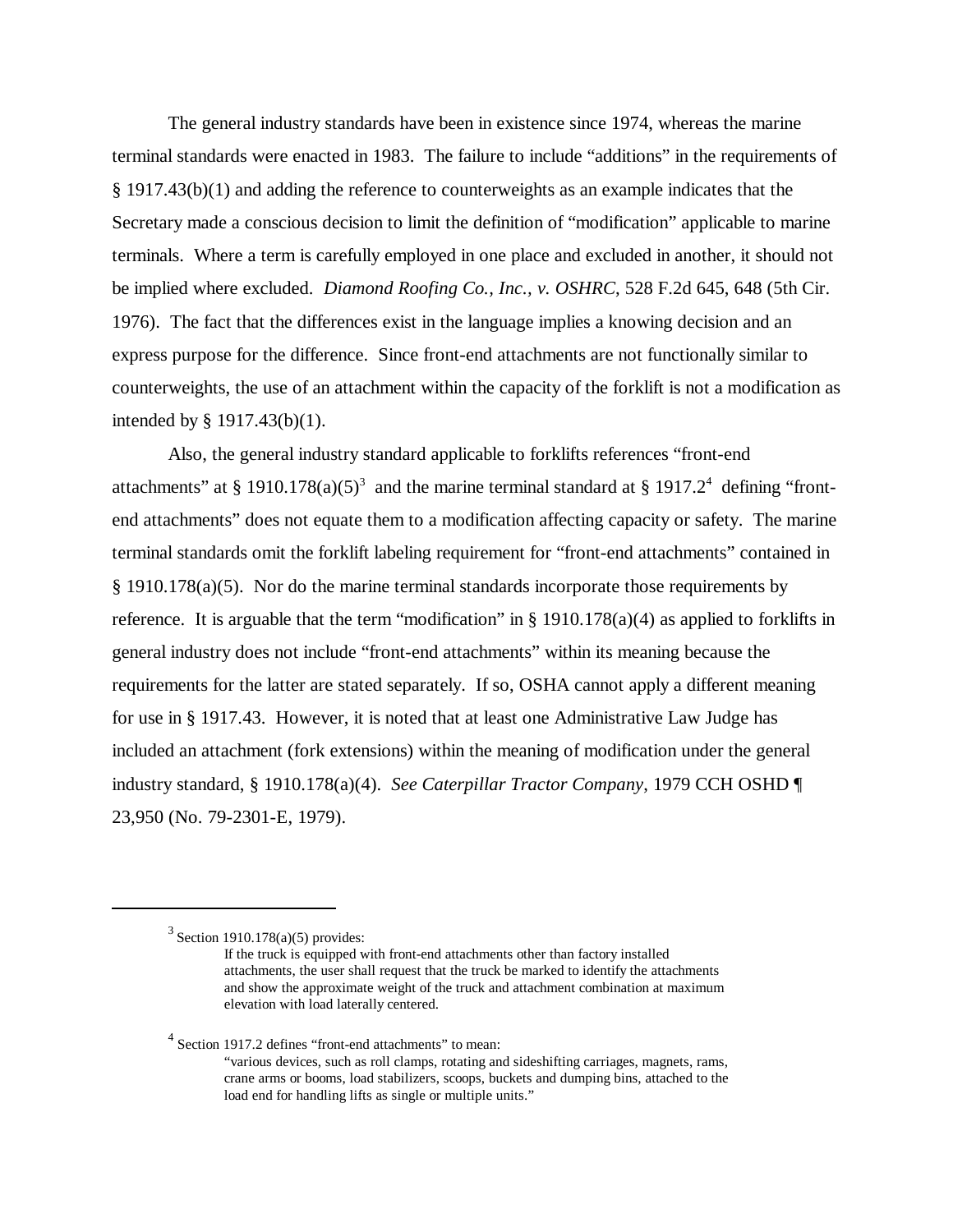The general industry standards have been in existence since 1974, whereas the marine terminal standards were enacted in 1983. The failure to include "additions" in the requirements of § 1917.43(b)(1) and adding the reference to counterweights as an example indicates that the Secretary made a conscious decision to limit the definition of "modification" applicable to marine terminals. Where a term is carefully employed in one place and excluded in another, it should not be implied where excluded. *Diamond Roofing Co., Inc., v. OSHRC*, 528 F.2d 645, 648 (5th Cir. 1976). The fact that the differences exist in the language implies a knowing decision and an express purpose for the difference. Since front-end attachments are not functionally similar to counterweights, the use of an attachment within the capacity of the forklift is not a modification as intended by § 1917.43(b)(1).

Also, the general industry standard applicable to forklifts references "front-end attachments" at § 1910.178(a)(5)[3] and the marine terminal standard at § 1917.2[4] defining "front-end attachments" does not equate them to a modification affecting capacity or safety. The marine terminal standards omit the forklift labeling requirement for "front-end attachments" contained in § 1910.178(a)(5). Nor do the marine terminal standards incorporate those requirements by reference. It is arguable that the term "modification" in § 1910.178(a)(4) as applied to forklifts in general industry does not include "front-end attachments" within its meaning because the requirements for the latter are stated separately. If so, OSHA cannot apply a different meaning for use in § 1917.43. However, it is noted that at least one Administrative Law Judge has included an attachment (fork extensions) within the meaning of modification under the general industry standard, § 1910.178(a)(4). *See Caterpillar Tractor Company*, 1979 CCH OSHD ¶ 23,950 (No. 79-2301-E, 1979).

---

[3] Section 1910.178(a)(5) provides:

> If the truck is equipped with front-end attachments other than factory installed attachments, the user shall request that the truck be marked to identify the attachments and show the approximate weight of the truck and attachment combination at maximum elevation with load laterally centered.

[4] Section 1917.2 defines "front-end attachments" to mean:

> "various devices, such as roll clamps, rotating and sideshifting carriages, magnets, rams, crane arms or booms, load stabilizers, scoops, buckets and dumping bins, attached to the load end for handling lifts as single or multiple units."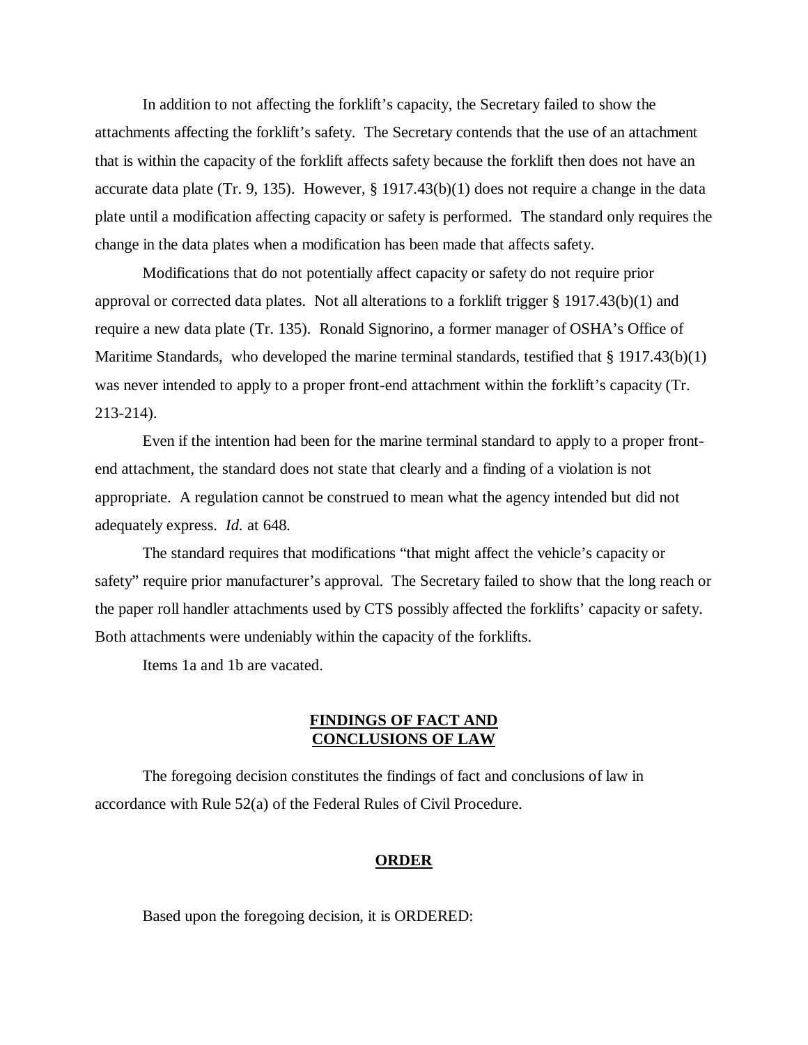In addition to not affecting the forklift's capacity, the Secretary failed to show the attachments affecting the forklift's safety. The Secretary contends that the use of an attachment that is within the capacity of the forklift affects safety because the forklift then does not have an accurate data plate (Tr. 9, 135). However, § 1917.43(b)(1) does not require a change in the data plate until a modification affecting capacity or safety is performed. The standard only requires the change in the data plates when a modification has been made that affects safety.

Modifications that do not potentially affect capacity or safety do not require prior approval or corrected data plates. Not all alterations to a forklift trigger § 1917.43(b)(1) and require a new data plate (Tr. 135). Ronald Signorino, a former manager of OSHA's Office of Maritime Standards, who developed the marine terminal standards, testified that § 1917.43(b)(1) was never intended to apply to a proper front-end attachment within the forklift's capacity (Tr. 213-214).

Even if the intention had been for the marine terminal standard to apply to a proper front-end attachment, the standard does not state that clearly and a finding of a violation is not appropriate. A regulation cannot be construed to mean what the agency intended but did not adequately express. *Id.* at 648.

The standard requires that modifications "that might affect the vehicle's capacity or safety" require prior manufacturer's approval. The Secretary failed to show that the long reach or the paper roll handler attachments used by CTS possibly affected the forklifts' capacity or safety. Both attachments were undeniably within the capacity of the forklifts.

Items 1a and 1b are vacated.

## FINDINGS OF FACT AND CONCLUSIONS OF LAW

The foregoing decision constitutes the findings of fact and conclusions of law in accordance with Rule 52(a) of the Federal Rules of Civil Procedure.

## ORDER

Based upon the foregoing decision, it is ORDERED: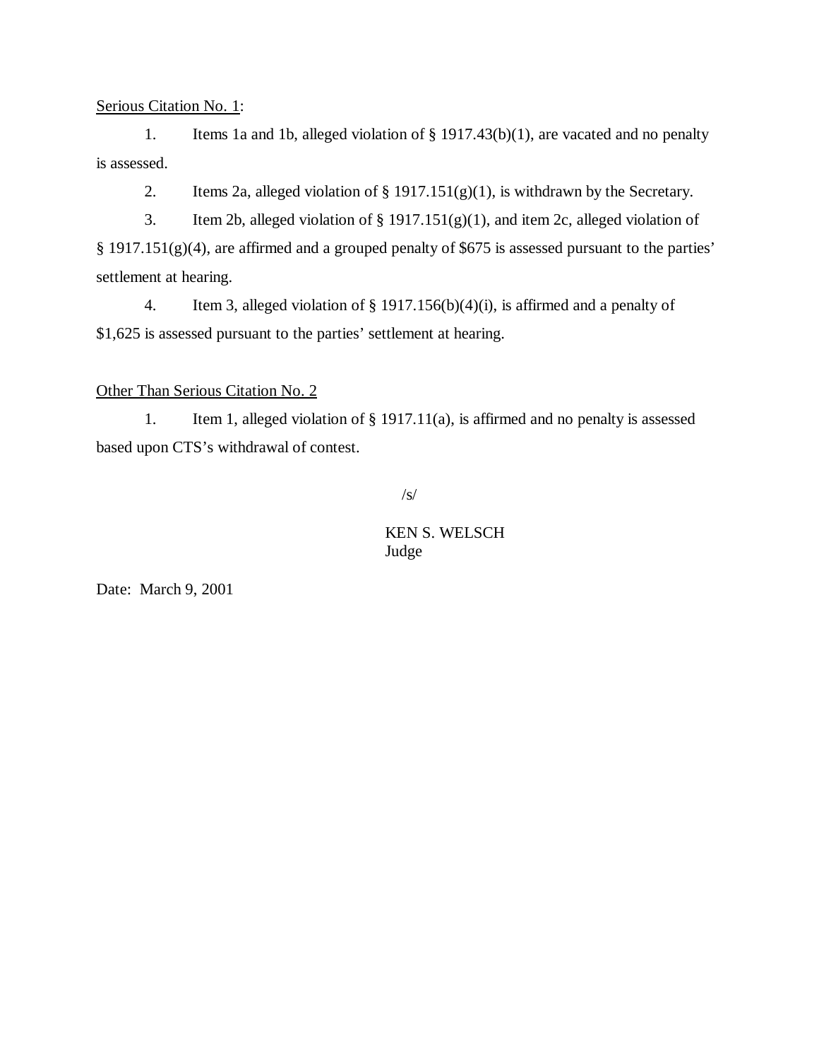<u>Serious Citation No. 1</u>:

1. Items 1a and 1b, alleged violation of § 1917.43(b)(1), are vacated and no penalty is assessed.

2. Items 2a, alleged violation of § 1917.151(g)(1), is withdrawn by the Secretary.

3. Item 2b, alleged violation of § 1917.151(g)(1), and item 2c, alleged violation of § 1917.151(g)(4), are affirmed and a grouped penalty of $675 is assessed pursuant to the parties' settlement at hearing.

4. Item 3, alleged violation of § 1917.156(b)(4)(i), is affirmed and a penalty of $1,625 is assessed pursuant to the parties' settlement at hearing.

<u>Other Than Serious Citation No. 2</u>

1. Item 1, alleged violation of § 1917.11(a), is affirmed and no penalty is assessed based upon CTS's withdrawal of contest.

/s/

KEN S. WELSCH
Judge

Date: March 9, 2001